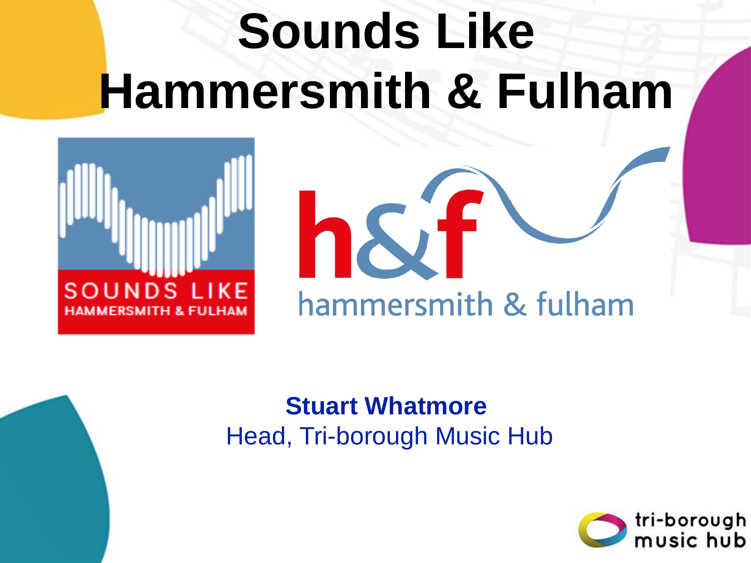# Sounds Like Hammersmith & Fulham

SOUNDS LIKE HAMMERSMITH & FULHAM

h&f hammersmith & fulham

**Stuart Whatmore**
Head, Tri-borough Music Hub

tri-borough music hub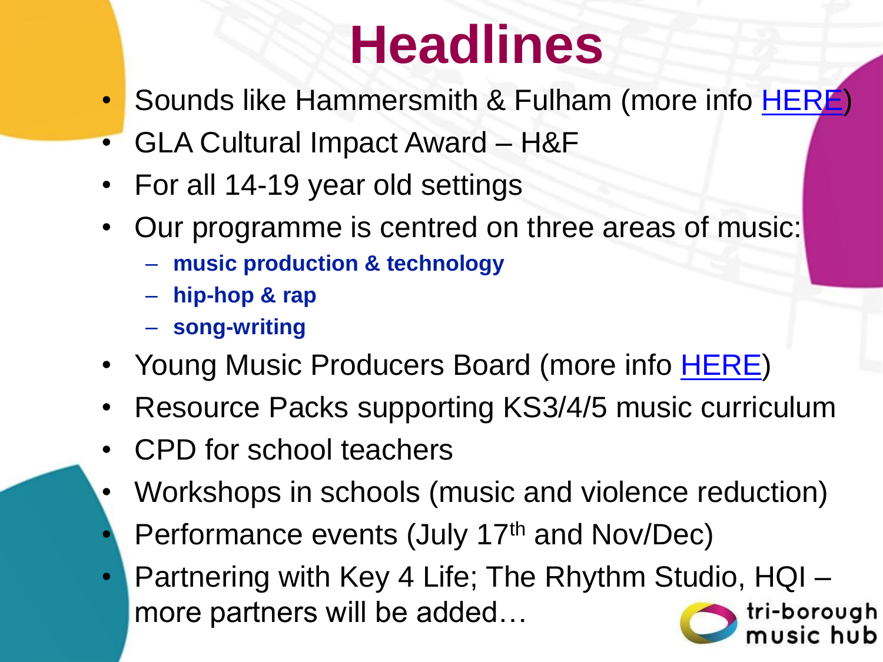# Headlines

- Sounds like Hammersmith & Fulham (more info HERE)
- GLA Cultural Impact Award – H&F
- For all 14-19 year old settings
- Our programme is centred on three areas of music:
  - **music production & technology**
  - **hip-hop & rap**
  - **song-writing**
- Young Music Producers Board (more info HERE)
- Resource Packs supporting KS3/4/5 music curriculum
- CPD for school teachers
- Workshops in schools (music and violence reduction)
- Performance events (July 17th and Nov/Dec)
- Partnering with Key 4 Life; The Rhythm Studio, HQI – more partners will be added…

tri-borough music hub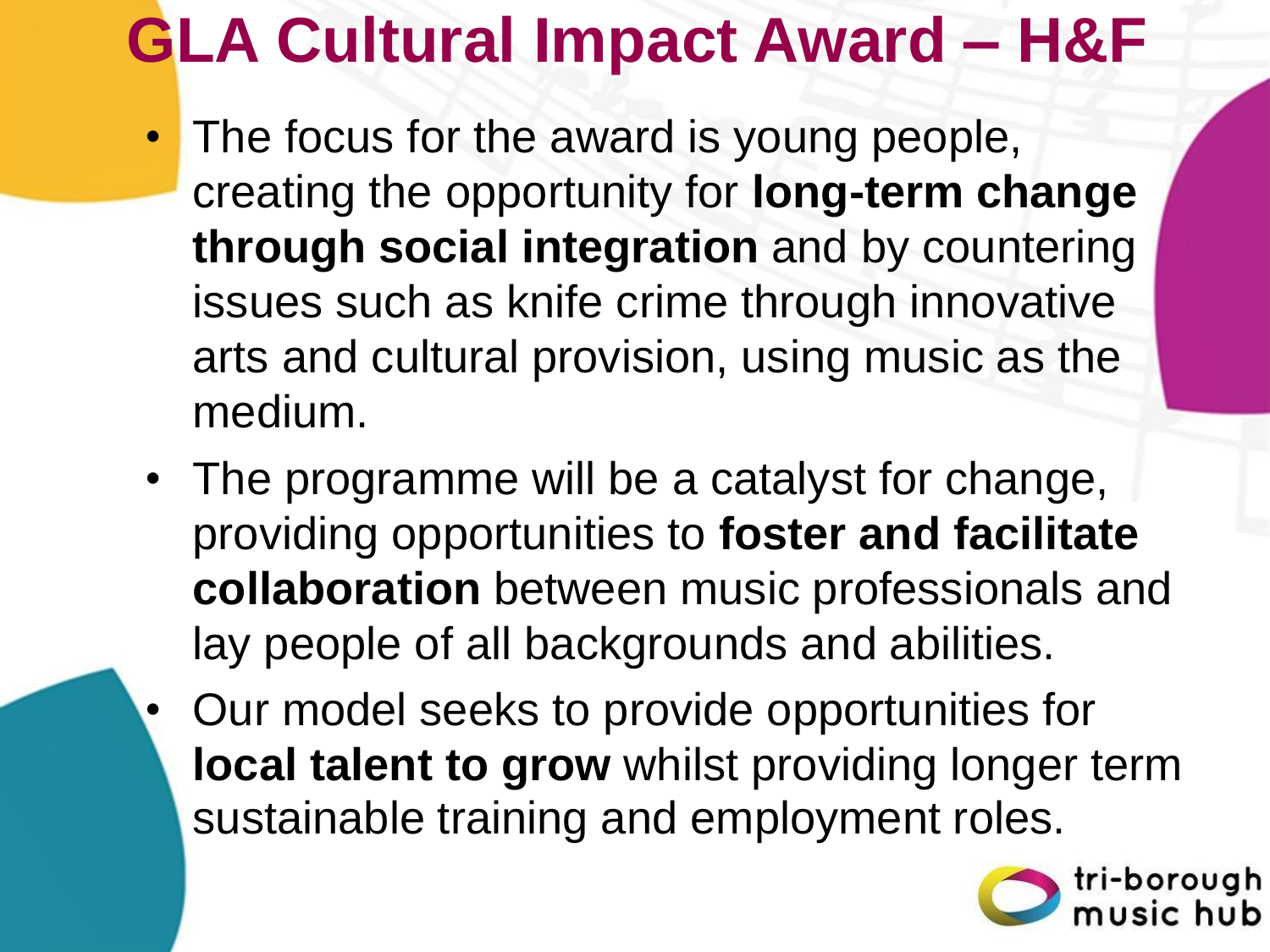# GLA Cultural Impact Award – H&F

- The focus for the award is young people, creating the opportunity for **long-term change through social integration** and by countering issues such as knife crime through innovative arts and cultural provision, using music as the medium.
- The programme will be a catalyst for change, providing opportunities to **foster and facilitate collaboration** between music professionals and lay people of all backgrounds and abilities.
- Our model seeks to provide opportunities for **local talent to grow** whilst providing longer term sustainable training and employment roles.

tri-borough music hub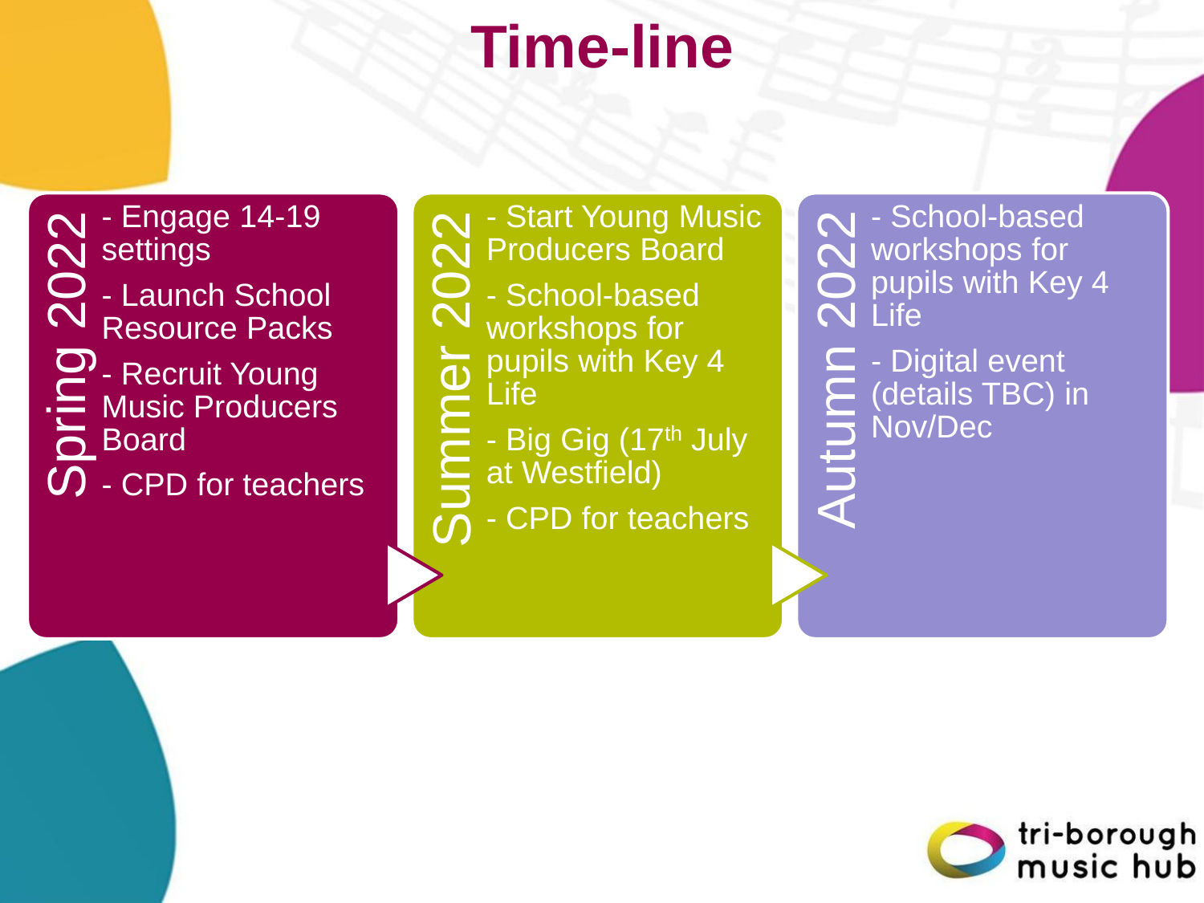# Time-line

## Spring 2022

- Engage 14-19 settings
- Launch School Resource Packs
- Recruit Young Music Producers Board
- CPD for teachers

## Summer 2022

- Start Young Music Producers Board
- School-based workshops for pupils with Key 4 Life
- Big Gig (17th July at Westfield)
- CPD for teachers

## Autumn 2022

- School-based workshops for pupils with Key 4 Life
- Digital event (details TBC) in Nov/Dec

tri-borough music hub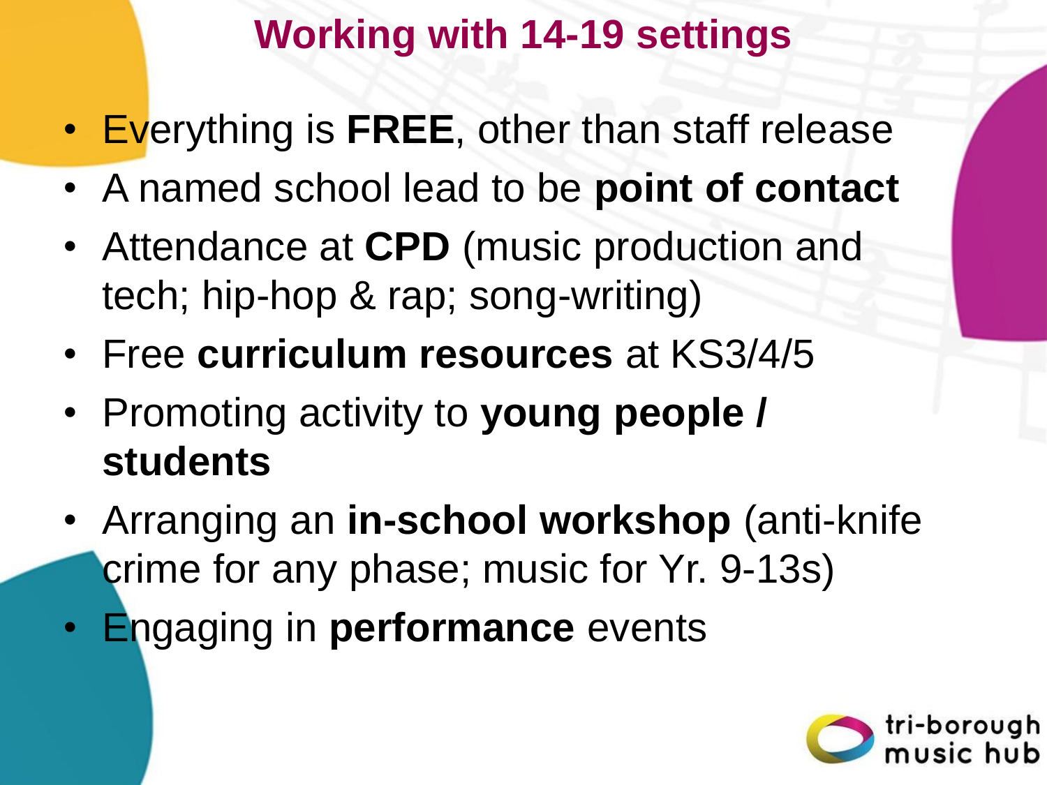# Working with 14-19 settings

- Everything is **FREE**, other than staff release
- A named school lead to be **point of contact**
- Attendance at **CPD** (music production and tech; hip-hop & rap; song-writing)
- Free **curriculum resources** at KS3/4/5
- Promoting activity to **young people / students**
- Arranging an **in-school workshop** (anti-knife crime for any phase; music for Yr. 9-13s)
- Engaging in **performance** events

tri-borough music hub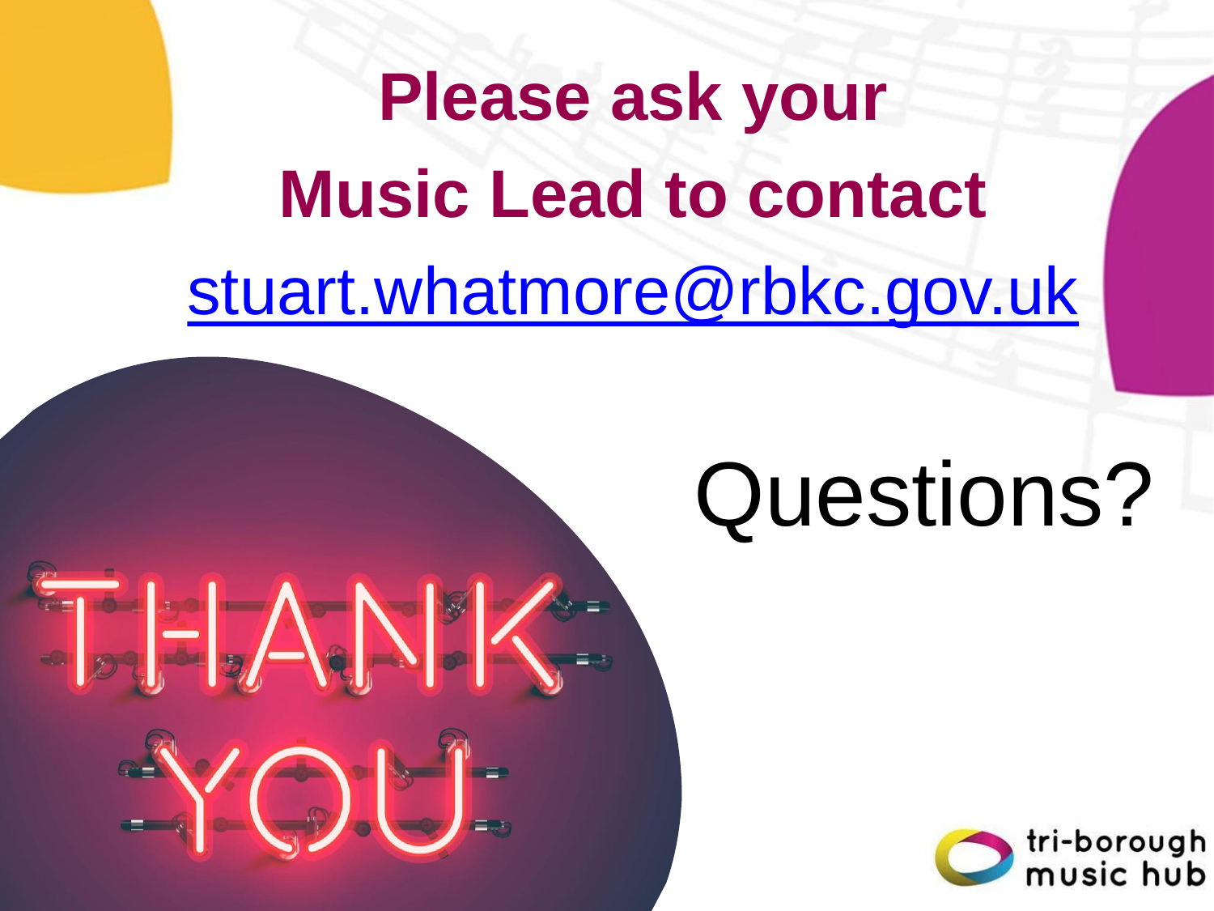**Please ask your Music Lead to contact**

stuart.whatmore@rbkc.gov.uk

Questions?

THANK YOU

tri-borough music hub